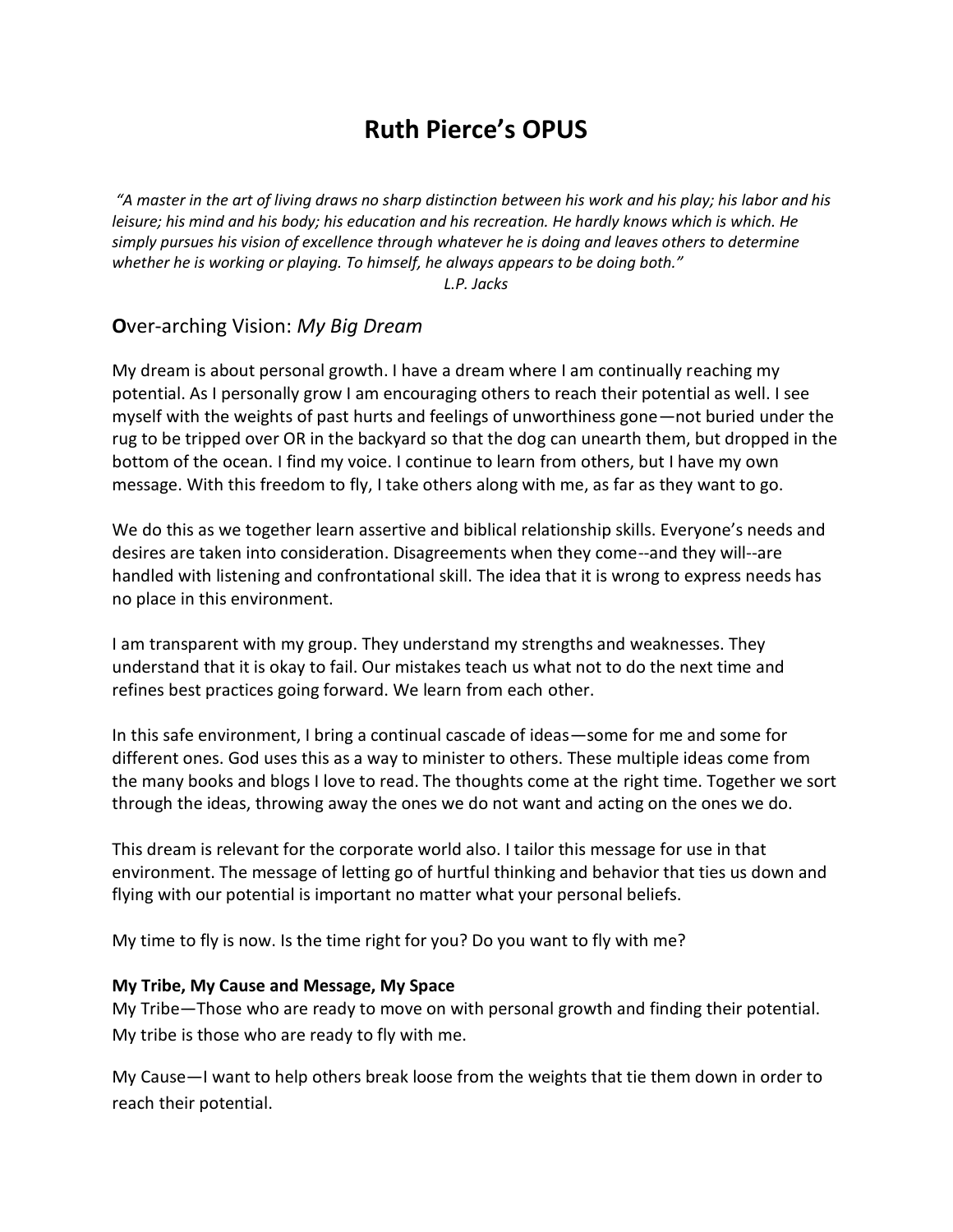# Ruth Pierce's OPUS

*"A master in the art of living draws no sharp distinction between his work and his play; his labor and his leisure; his mind and his body; his education and his recreation. He hardly knows which is which. He simply pursues his vision of excellence through whatever he is doing and leaves others to determine whether he is working or playing. To himself, he always appears to be doing both."*

*L.P. Jacks*

## **O**ver-arching Vision: *My Big Dream*

My dream is about personal growth. I have a dream where I am continually reaching my potential. As I personally grow I am encouraging others to reach their potential as well. I see myself with the weights of past hurts and feelings of unworthiness gone—not buried under the rug to be tripped over OR in the backyard so that the dog can unearth them, but dropped in the bottom of the ocean. I find my voice. I continue to learn from others, but I have my own message. With this freedom to fly, I take others along with me, as far as they want to go.

We do this as we together learn assertive and biblical relationship skills. Everyone's needs and desires are taken into consideration. Disagreements when they come--and they will--are handled with listening and confrontational skill. The idea that it is wrong to express needs has no place in this environment.

I am transparent with my group. They understand my strengths and weaknesses. They understand that it is okay to fail. Our mistakes teach us what not to do the next time and refines best practices going forward. We learn from each other.

In this safe environment, I bring a continual cascade of ideas—some for me and some for different ones. God uses this as a way to minister to others. These multiple ideas come from the many books and blogs I love to read. The thoughts come at the right time. Together we sort through the ideas, throwing away the ones we do not want and acting on the ones we do.

This dream is relevant for the corporate world also. I tailor this message for use in that environment. The message of letting go of hurtful thinking and behavior that ties us down and flying with our potential is important no matter what your personal beliefs.

My time to fly is now. Is the time right for you? Do you want to fly with me?

**My Tribe, My Cause and Message, My Space**

My Tribe—Those who are ready to move on with personal growth and finding their potential. My tribe is those who are ready to fly with me.

My Cause—I want to help others break loose from the weights that tie them down in order to reach their potential.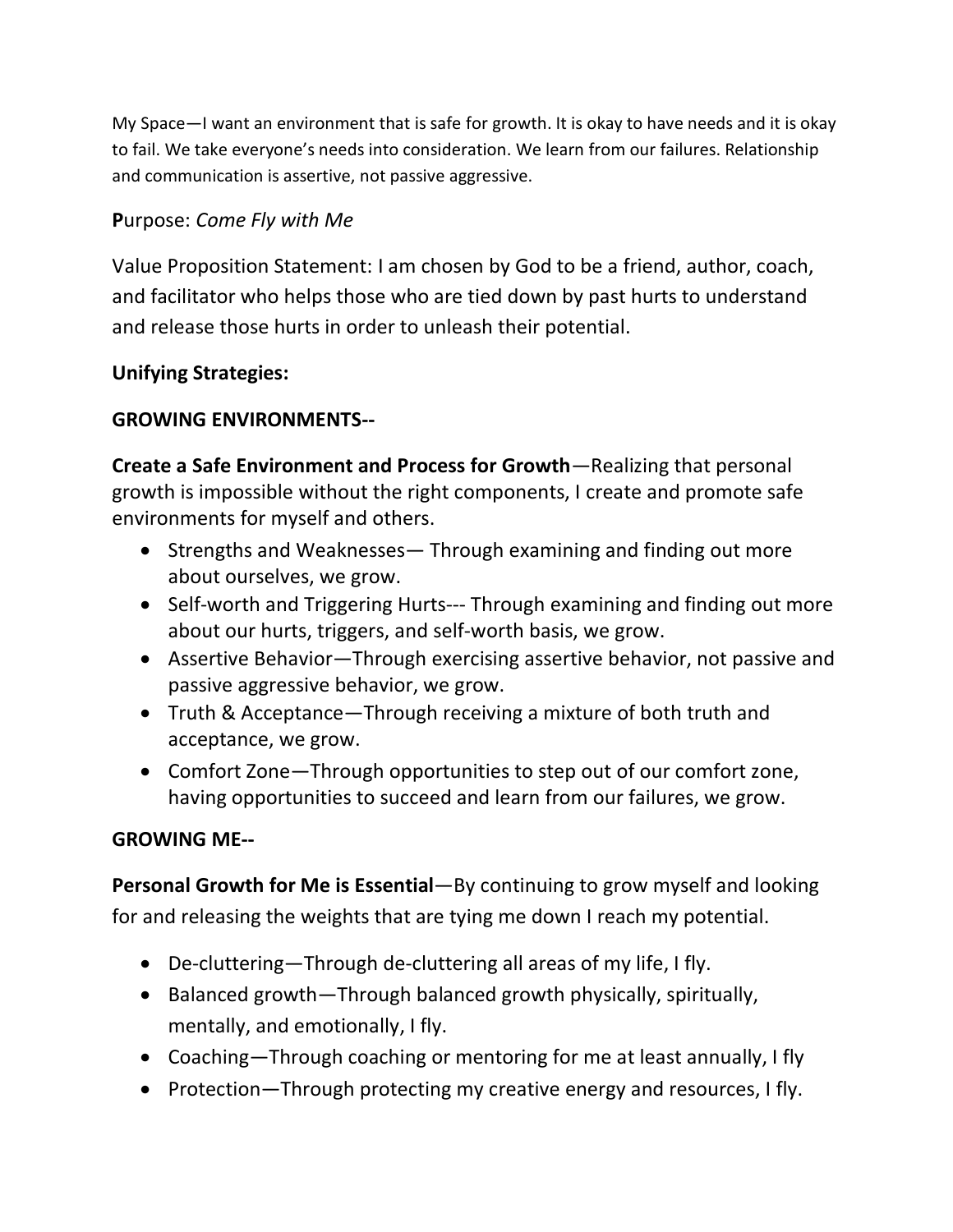My Space—I want an environment that is safe for growth. It is okay to have needs and it is okay to fail. We take everyone's needs into consideration. We learn from our failures. Relationship and communication is assertive, not passive aggressive.

**P**urpose: *Come Fly with Me*

Value Proposition Statement: I am chosen by God to be a friend, author, coach, and facilitator who helps those who are tied down by past hurts to understand and release those hurts in order to unleash their potential.

**Unifying Strategies:**

**GROWING ENVIRONMENTS--**

**Create a Safe Environment and Process for Growth**—Realizing that personal growth is impossible without the right components, I create and promote safe environments for myself and others.

- Strengths and Weaknesses— Through examining and finding out more about ourselves, we grow.
- Self-worth and Triggering Hurts--- Through examining and finding out more about our hurts, triggers, and self-worth basis, we grow.
- Assertive Behavior—Through exercising assertive behavior, not passive and passive aggressive behavior, we grow.
- Truth & Acceptance—Through receiving a mixture of both truth and acceptance, we grow.
- Comfort Zone—Through opportunities to step out of our comfort zone, having opportunities to succeed and learn from our failures, we grow.

**GROWING ME--**

**Personal Growth for Me is Essential**—By continuing to grow myself and looking for and releasing the weights that are tying me down I reach my potential.

- De-cluttering—Through de-cluttering all areas of my life, I fly.
- Balanced growth—Through balanced growth physically, spiritually, mentally, and emotionally, I fly.
- Coaching—Through coaching or mentoring for me at least annually, I fly
- Protection—Through protecting my creative energy and resources, I fly.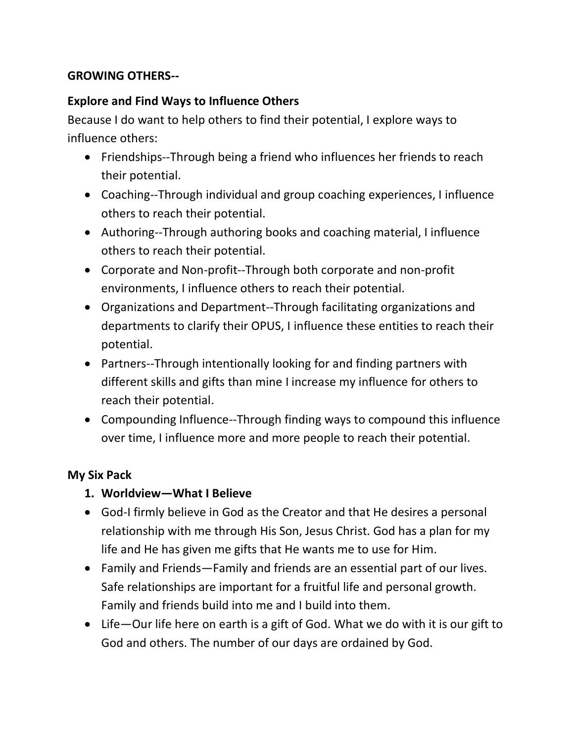**GROWING OTHERS--**

**Explore and Find Ways to Influence Others**

Because I do want to help others to find their potential, I explore ways to influence others:

- Friendships--Through being a friend who influences her friends to reach their potential.
- Coaching--Through individual and group coaching experiences, I influence others to reach their potential.
- Authoring--Through authoring books and coaching material, I influence others to reach their potential.
- Corporate and Non-profit--Through both corporate and non-profit environments, I influence others to reach their potential.
- Organizations and Department--Through facilitating organizations and departments to clarify their OPUS, I influence these entities to reach their potential.
- Partners--Through intentionally looking for and finding partners with different skills and gifts than mine I increase my influence for others to reach their potential.
- Compounding Influence--Through finding ways to compound this influence over time, I influence more and more people to reach their potential.

**My Six Pack**

1. **Worldview—What I Believe**

- God-I firmly believe in God as the Creator and that He desires a personal relationship with me through His Son, Jesus Christ. God has a plan for my life and He has given me gifts that He wants me to use for Him.
- Family and Friends—Family and friends are an essential part of our lives. Safe relationships are important for a fruitful life and personal growth. Family and friends build into me and I build into them.
- Life—Our life here on earth is a gift of God. What we do with it is our gift to God and others. The number of our days are ordained by God.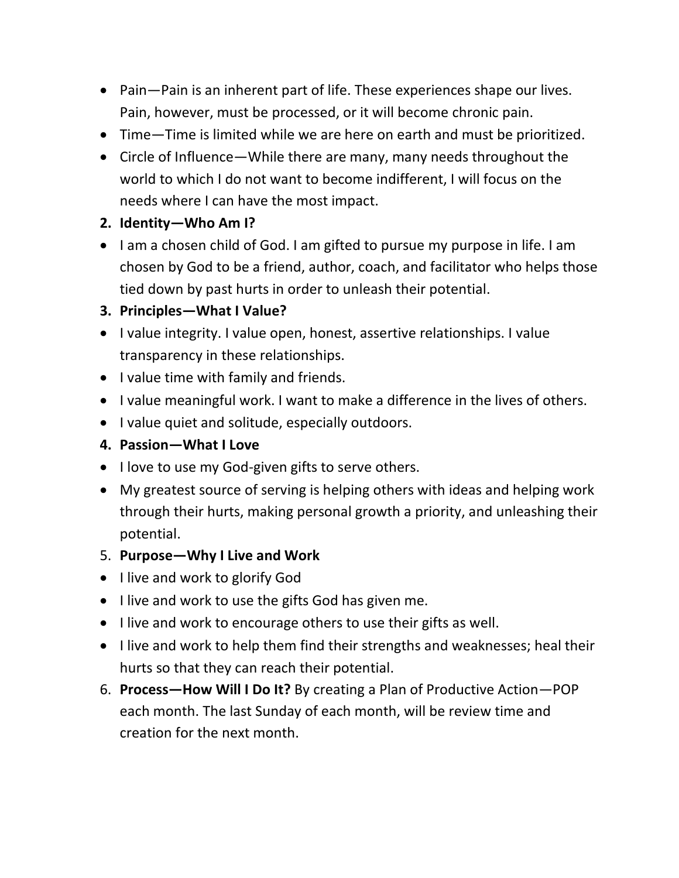- Pain—Pain is an inherent part of life. These experiences shape our lives. Pain, however, must be processed, or it will become chronic pain.
- Time—Time is limited while we are here on earth and must be prioritized.
- Circle of Influence—While there are many, many needs throughout the world to which I do not want to become indifferent, I will focus on the needs where I can have the most impact.

2. **Identity—Who Am I?**

- I am a chosen child of God. I am gifted to pursue my purpose in life. I am chosen by God to be a friend, author, coach, and facilitator who helps those tied down by past hurts in order to unleash their potential.

3. **Principles—What I Value?**

- I value integrity. I value open, honest, assertive relationships. I value transparency in these relationships.
- I value time with family and friends.
- I value meaningful work. I want to make a difference in the lives of others.
- I value quiet and solitude, especially outdoors.

4. **Passion—What I Love**

- I love to use my God-given gifts to serve others.
- My greatest source of serving is helping others with ideas and helping work through their hurts, making personal growth a priority, and unleashing their potential.

5. **Purpose—Why I Live and Work**

- I live and work to glorify God
- I live and work to use the gifts God has given me.
- I live and work to encourage others to use their gifts as well.
- I live and work to help them find their strengths and weaknesses; heal their hurts so that they can reach their potential.

6. **Process—How Will I Do It?** By creating a Plan of Productive Action—POP each month. The last Sunday of each month, will be review time and creation for the next month.